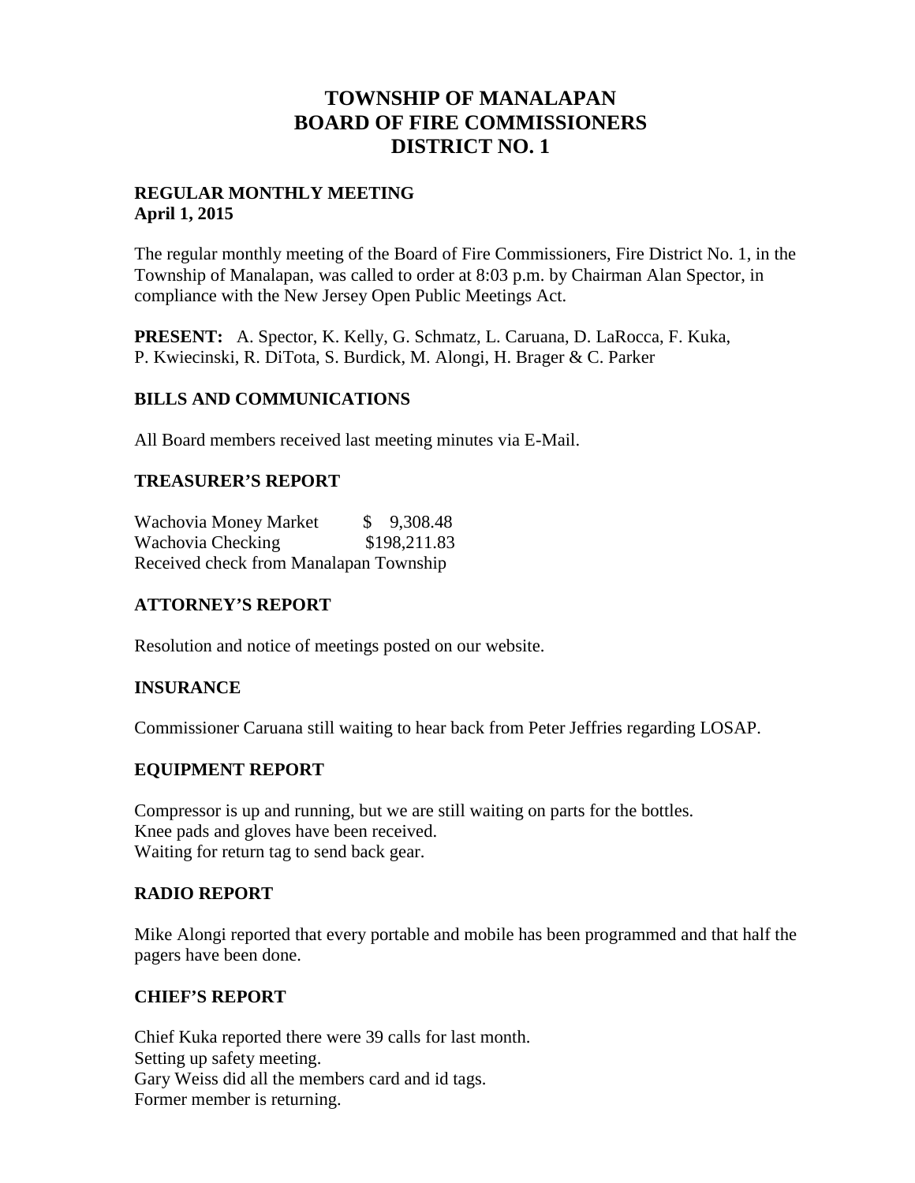# TOWNSHIP OF MANALAPAN
# BOARD OF FIRE COMMISSIONERS
# DISTRICT NO. 1

**REGULAR MONTHLY MEETING**
**April 1, 2015**

The regular monthly meeting of the Board of Fire Commissioners, Fire District No. 1, in the Township of Manalapan, was called to order at 8:03 p.m. by Chairman Alan Spector, in compliance with the New Jersey Open Public Meetings Act.

**PRESENT:** A. Spector, K. Kelly, G. Schmatz, L. Caruana, D. LaRocca, F. Kuka, P. Kwiecinski, R. DiTota, S. Burdick, M. Alongi, H. Brager & C. Parker

## BILLS AND COMMUNICATIONS

All Board members received last meeting minutes via E-Mail.

## TREASURER'S REPORT

| | |
|---|---|
| Wachovia Money Market | $ 9,308.48 |
| Wachovia Checking | $198,211.83 |

Received check from Manalapan Township

## ATTORNEY'S REPORT

Resolution and notice of meetings posted on our website.

## INSURANCE

Commissioner Caruana still waiting to hear back from Peter Jeffries regarding LOSAP.

## EQUIPMENT REPORT

Compressor is up and running, but we are still waiting on parts for the bottles.
Knee pads and gloves have been received.
Waiting for return tag to send back gear.

## RADIO REPORT

Mike Alongi reported that every portable and mobile has been programmed and that half the pagers have been done.

## CHIEF'S REPORT

Chief Kuka reported there were 39 calls for last month.
Setting up safety meeting.
Gary Weiss did all the members card and id tags.
Former member is returning.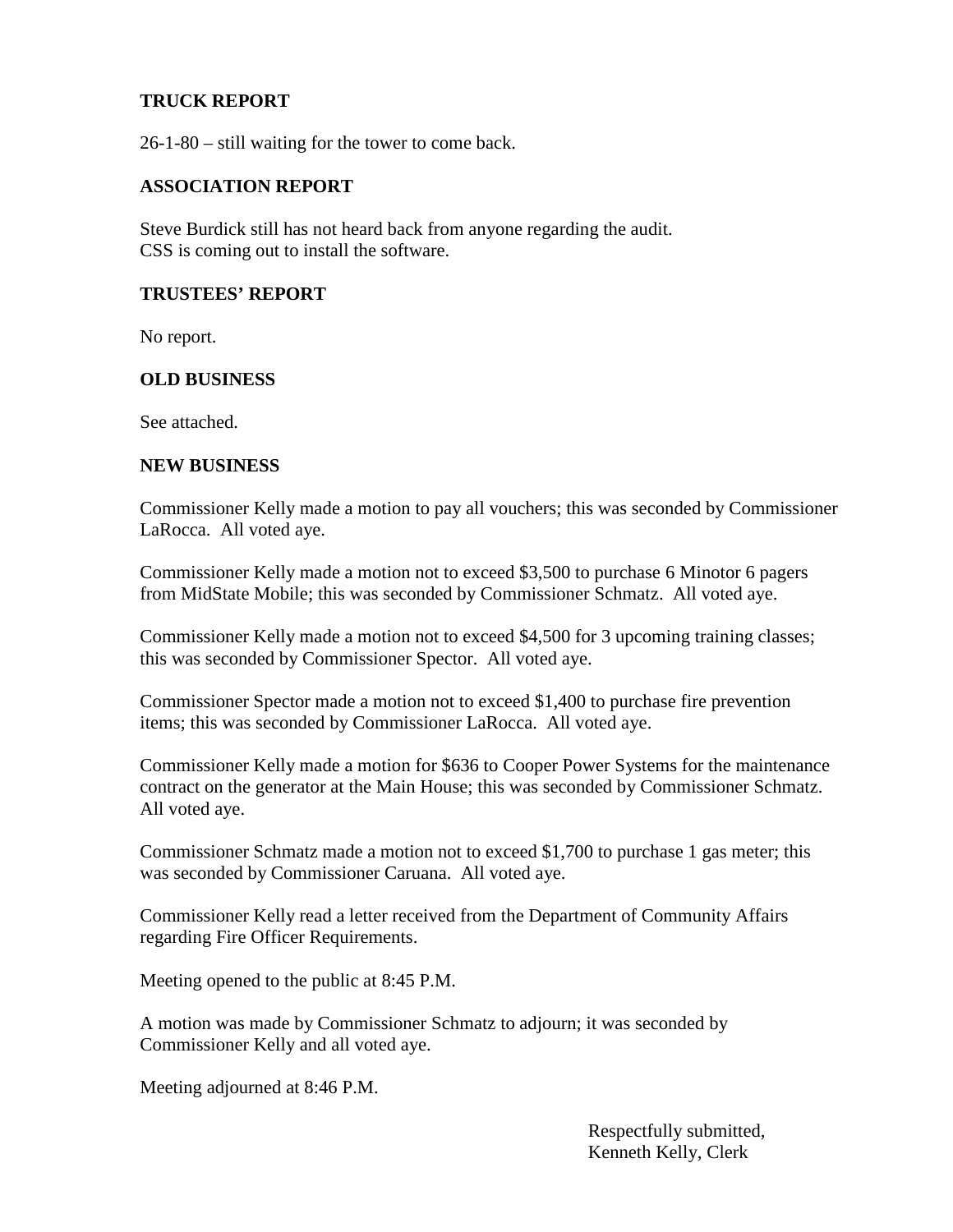**TRUCK REPORT**

26-1-80 – still waiting for the tower to come back.

**ASSOCIATION REPORT**

Steve Burdick still has not heard back from anyone regarding the audit.
CSS is coming out to install the software.

**TRUSTEES' REPORT**

No report.

**OLD BUSINESS**

See attached.

**NEW BUSINESS**

Commissioner Kelly made a motion to pay all vouchers; this was seconded by Commissioner LaRocca. All voted aye.

Commissioner Kelly made a motion not to exceed $3,500 to purchase 6 Minotor 6 pagers from MidState Mobile; this was seconded by Commissioner Schmatz. All voted aye.

Commissioner Kelly made a motion not to exceed $4,500 for 3 upcoming training classes; this was seconded by Commissioner Spector. All voted aye.

Commissioner Spector made a motion not to exceed $1,400 to purchase fire prevention items; this was seconded by Commissioner LaRocca. All voted aye.

Commissioner Kelly made a motion for $636 to Cooper Power Systems for the maintenance contract on the generator at the Main House; this was seconded by Commissioner Schmatz. All voted aye.

Commissioner Schmatz made a motion not to exceed $1,700 to purchase 1 gas meter; this was seconded by Commissioner Caruana. All voted aye.

Commissioner Kelly read a letter received from the Department of Community Affairs regarding Fire Officer Requirements.

Meeting opened to the public at 8:45 P.M.

A motion was made by Commissioner Schmatz to adjourn; it was seconded by Commissioner Kelly and all voted aye.

Meeting adjourned at 8:46 P.M.

Respectfully submitted,
Kenneth Kelly, Clerk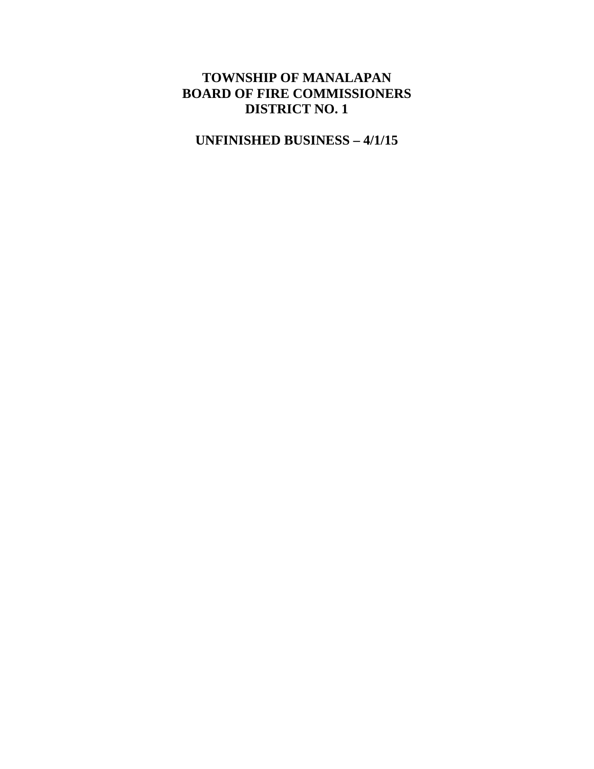# TOWNSHIP OF MANALAPAN
# BOARD OF FIRE COMMISSIONERS
# DISTRICT NO. 1

## UNFINISHED BUSINESS – 4/1/15